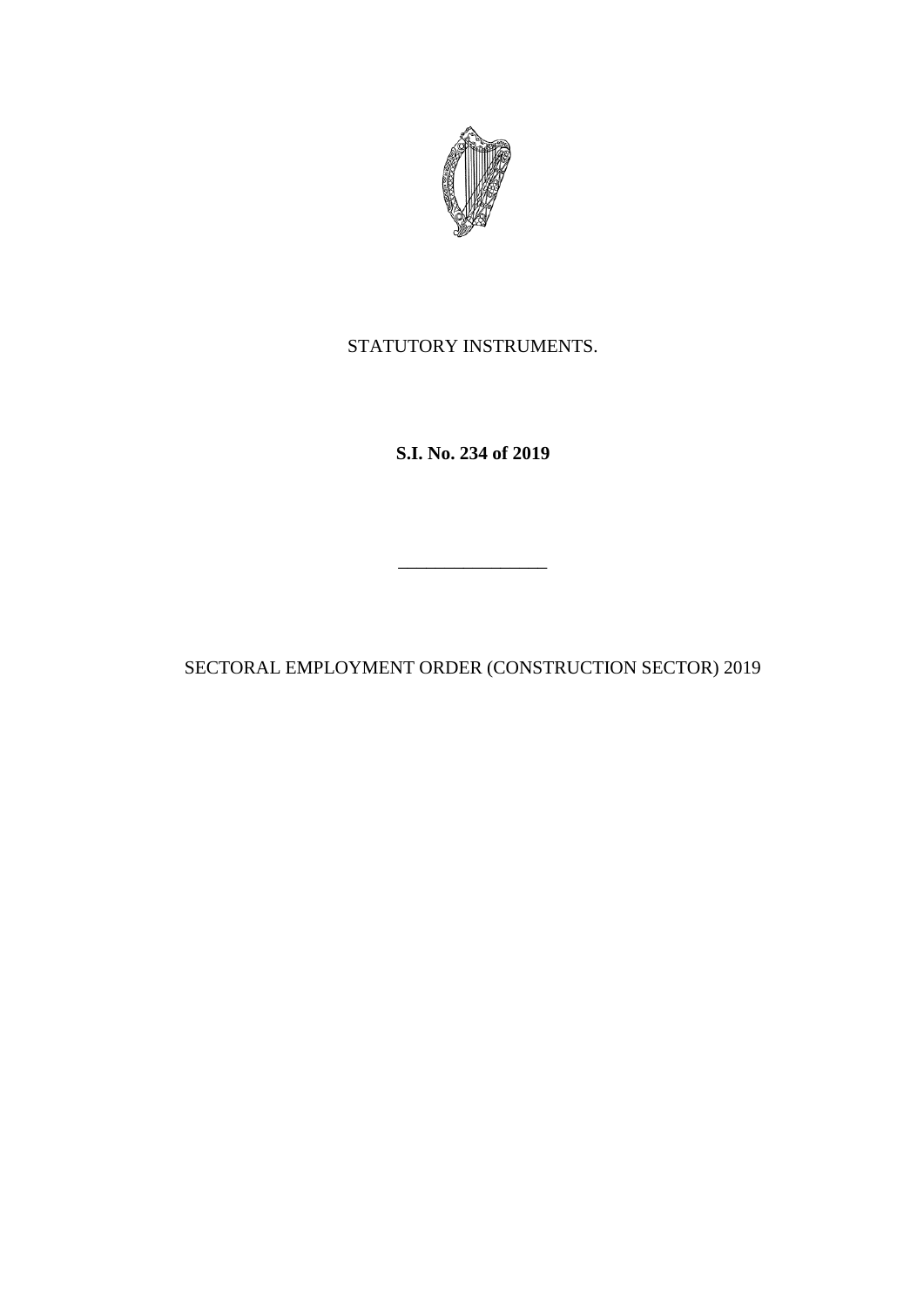STATUTORY INSTRUMENTS.

**S.I. No. 234 of 2019**

---

SECTORAL EMPLOYMENT ORDER (CONSTRUCTION SECTOR) 2019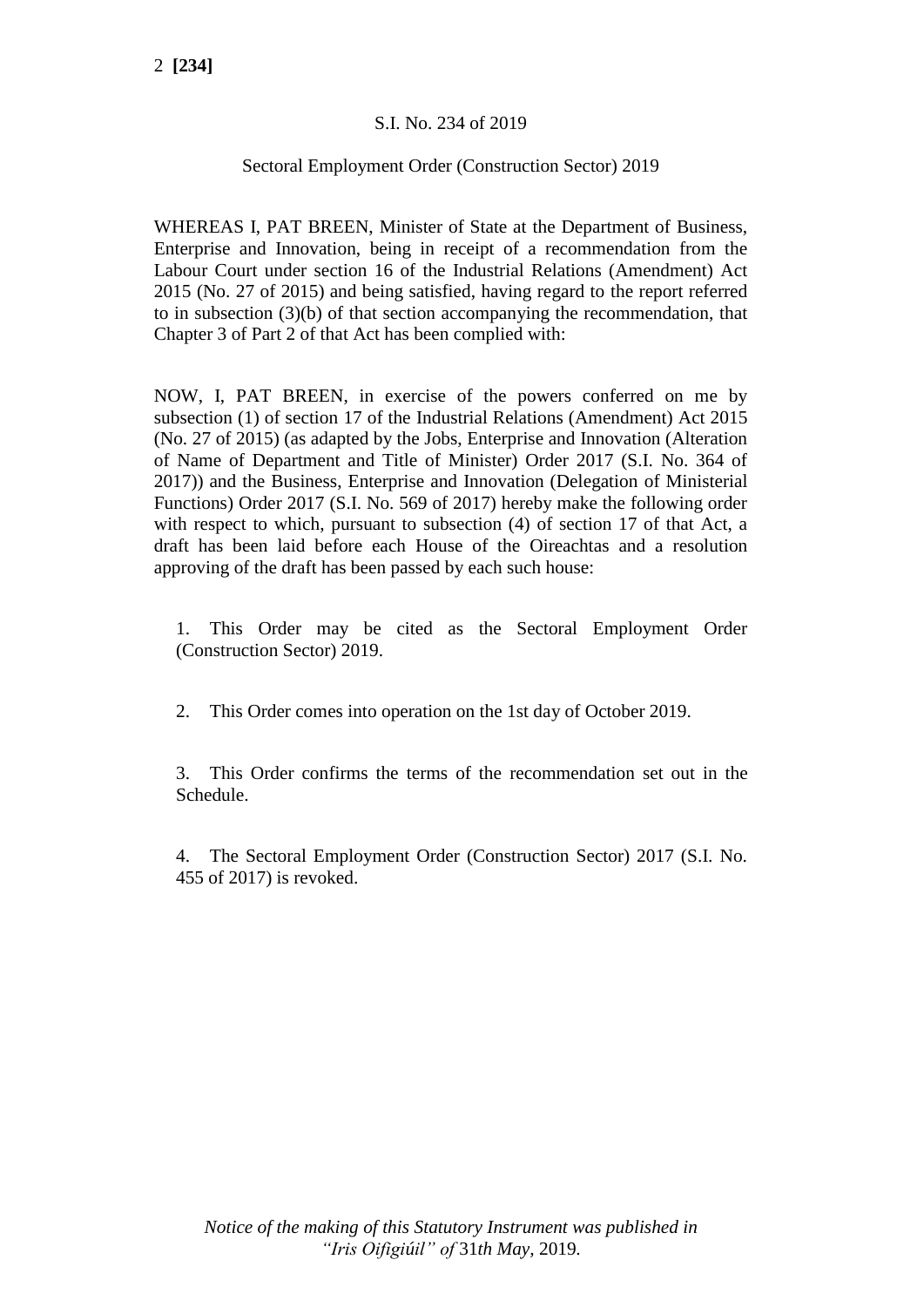S.I. No. 234 of 2019

Sectoral Employment Order (Construction Sector) 2019

WHEREAS I, PAT BREEN, Minister of State at the Department of Business, Enterprise and Innovation, being in receipt of a recommendation from the Labour Court under section 16 of the Industrial Relations (Amendment) Act 2015 (No. 27 of 2015) and being satisfied, having regard to the report referred to in subsection (3)(b) of that section accompanying the recommendation, that Chapter 3 of Part 2 of that Act has been complied with:

NOW, I, PAT BREEN, in exercise of the powers conferred on me by subsection (1) of section 17 of the Industrial Relations (Amendment) Act 2015 (No. 27 of 2015) (as adapted by the Jobs, Enterprise and Innovation (Alteration of Name of Department and Title of Minister) Order 2017 (S.I. No. 364 of 2017)) and the Business, Enterprise and Innovation (Delegation of Ministerial Functions) Order 2017 (S.I. No. 569 of 2017) hereby make the following order with respect to which, pursuant to subsection (4) of section 17 of that Act, a draft has been laid before each House of the Oireachtas and a resolution approving of the draft has been passed by each such house:

1. This Order may be cited as the Sectoral Employment Order (Construction Sector) 2019.

2. This Order comes into operation on the 1st day of October 2019.

3. This Order confirms the terms of the recommendation set out in the Schedule.

4. The Sectoral Employment Order (Construction Sector) 2017 (S.I. No. 455 of 2017) is revoked.

*Notice of the making of this Statutory Instrument was published in "Iris Oifigiúil" of 31th May, 2019.*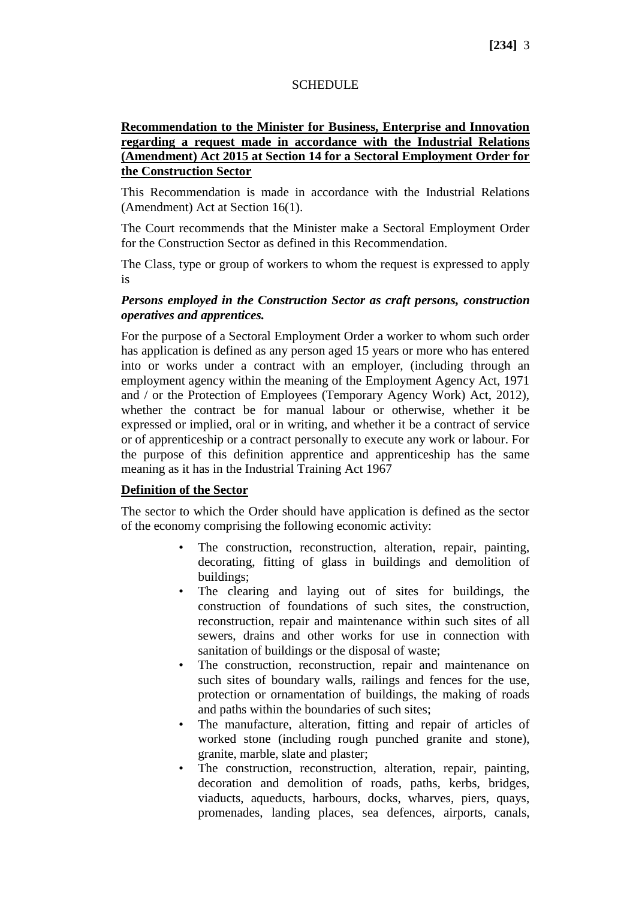SCHEDULE

**Recommendation to the Minister for Business, Enterprise and Innovation regarding a request made in accordance with the Industrial Relations (Amendment) Act 2015 at Section 14 for a Sectoral Employment Order for the Construction Sector**

This Recommendation is made in accordance with the Industrial Relations (Amendment) Act at Section 16(1).

The Court recommends that the Minister make a Sectoral Employment Order for the Construction Sector as defined in this Recommendation.

The Class, type or group of workers to whom the request is expressed to apply is

***Persons employed in the Construction Sector as craft persons, construction operatives and apprentices.***

For the purpose of a Sectoral Employment Order a worker to whom such order has application is defined as any person aged 15 years or more who has entered into or works under a contract with an employer, (including through an employment agency within the meaning of the Employment Agency Act, 1971 and / or the Protection of Employees (Temporary Agency Work) Act, 2012), whether the contract be for manual labour or otherwise, whether it be expressed or implied, oral or in writing, and whether it be a contract of service or of apprenticeship or a contract personally to execute any work or labour. For the purpose of this definition apprentice and apprenticeship has the same meaning as it has in the Industrial Training Act 1967

**Definition of the Sector**

The sector to which the Order should have application is defined as the sector of the economy comprising the following economic activity:

- The construction, reconstruction, alteration, repair, painting, decorating, fitting of glass in buildings and demolition of buildings;
- The clearing and laying out of sites for buildings, the construction of foundations of such sites, the construction, reconstruction, repair and maintenance within such sites of all sewers, drains and other works for use in connection with sanitation of buildings or the disposal of waste;
- The construction, reconstruction, repair and maintenance on such sites of boundary walls, railings and fences for the use, protection or ornamentation of buildings, the making of roads and paths within the boundaries of such sites;
- The manufacture, alteration, fitting and repair of articles of worked stone (including rough punched granite and stone), granite, marble, slate and plaster;
- The construction, reconstruction, alteration, repair, painting, decoration and demolition of roads, paths, kerbs, bridges, viaducts, aqueducts, harbours, docks, wharves, piers, quays, promenades, landing places, sea defences, airports, canals,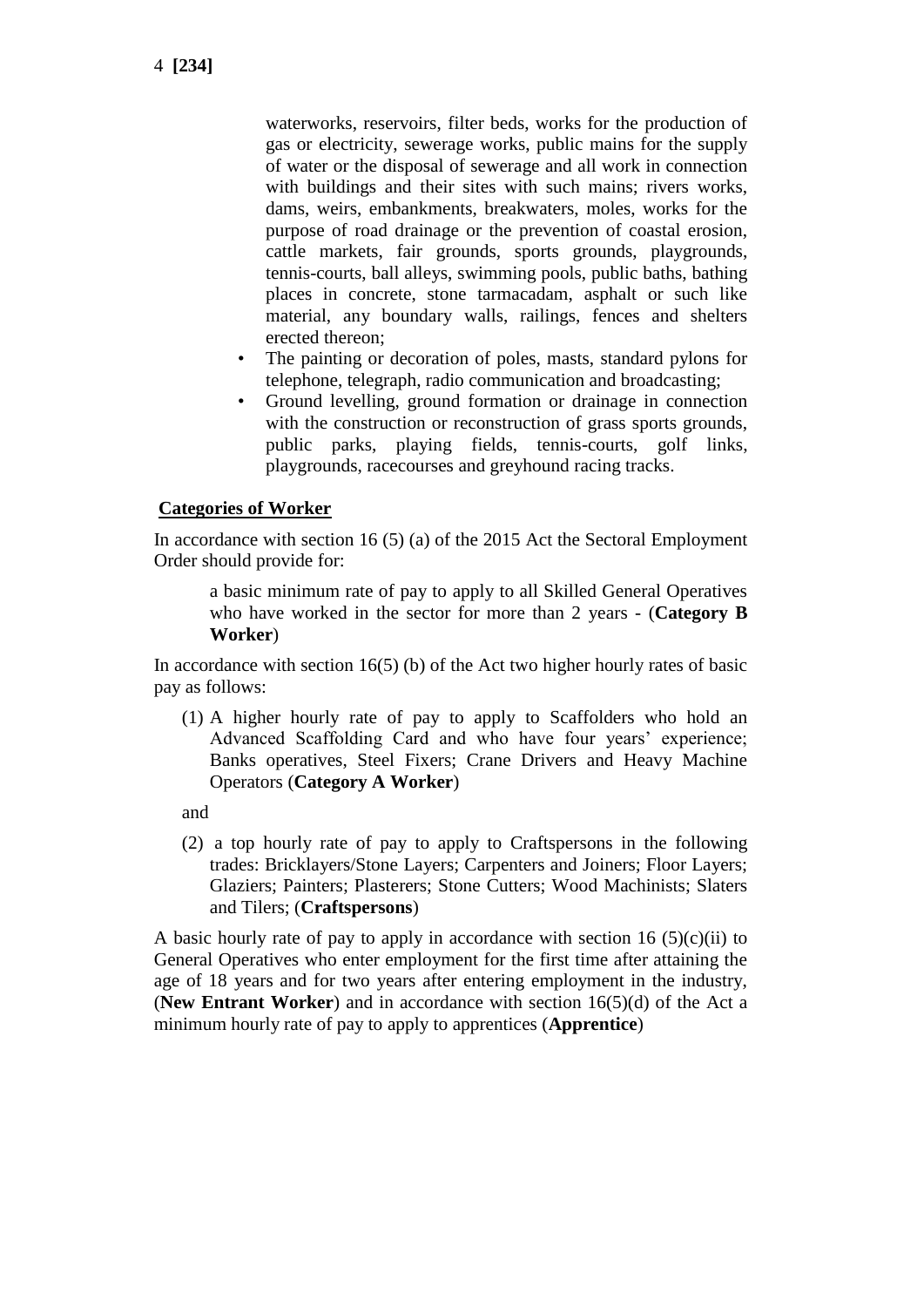waterworks, reservoirs, filter beds, works for the production of gas or electricity, sewerage works, public mains for the supply of water or the disposal of sewerage and all work in connection with buildings and their sites with such mains; rivers works, dams, weirs, embankments, breakwaters, moles, works for the purpose of road drainage or the prevention of coastal erosion, cattle markets, fair grounds, sports grounds, playgrounds, tennis-courts, ball alleys, swimming pools, public baths, bathing places in concrete, stone tarmacadam, asphalt or such like material, any boundary walls, railings, fences and shelters erected thereon;

- The painting or decoration of poles, masts, standard pylons for telephone, telegraph, radio communication and broadcasting;
- Ground levelling, ground formation or drainage in connection with the construction or reconstruction of grass sports grounds, public parks, playing fields, tennis-courts, golf links, playgrounds, racecourses and greyhound racing tracks.

**Categories of Worker**

In accordance with section 16 (5) (a) of the 2015 Act the Sectoral Employment Order should provide for:

> a basic minimum rate of pay to apply to all Skilled General Operatives who have worked in the sector for more than 2 years - (**Category B Worker**)

In accordance with section 16(5) (b) of the Act two higher hourly rates of basic pay as follows:

(1) A higher hourly rate of pay to apply to Scaffolders who hold an Advanced Scaffolding Card and who have four years' experience; Banks operatives, Steel Fixers; Crane Drivers and Heavy Machine Operators (**Category A Worker**)

and

(2) a top hourly rate of pay to apply to Craftspersons in the following trades: Bricklayers/Stone Layers; Carpenters and Joiners; Floor Layers; Glaziers; Painters; Plasterers; Stone Cutters; Wood Machinists; Slaters and Tilers; (**Craftspersons**)

A basic hourly rate of pay to apply in accordance with section 16 (5)(c)(ii) to General Operatives who enter employment for the first time after attaining the age of 18 years and for two years after entering employment in the industry, (**New Entrant Worker**) and in accordance with section 16(5)(d) of the Act a minimum hourly rate of pay to apply to apprentices (**Apprentice**)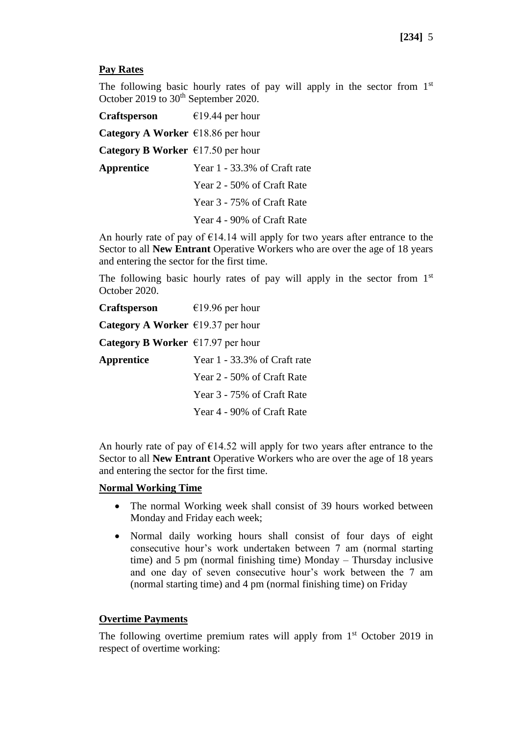## Pay Rates

The following basic hourly rates of pay will apply in the sector from 1st October 2019 to 30th September 2020.

| | |
|---|---|
| **Craftsperson** | €19.44 per hour |
| **Category A Worker** | €18.86 per hour |
| **Category B Worker** | €17.50 per hour |
| **Apprentice** | Year 1 - 33.3% of Craft rate |
| | Year 2 - 50% of Craft Rate |
| | Year 3 - 75% of Craft Rate |
| | Year 4 - 90% of Craft Rate |

An hourly rate of pay of €14.14 will apply for two years after entrance to the Sector to all **New Entrant** Operative Workers who are over the age of 18 years and entering the sector for the first time.

The following basic hourly rates of pay will apply in the sector from 1st October 2020.

| | |
|---|---|
| **Craftsperson** | €19.96 per hour |
| **Category A Worker** | €19.37 per hour |
| **Category B Worker** | €17.97 per hour |
| **Apprentice** | Year 1 - 33.3% of Craft rate |
| | Year 2 - 50% of Craft Rate |
| | Year 3 - 75% of Craft Rate |
| | Year 4 - 90% of Craft Rate |

An hourly rate of pay of €14.52 will apply for two years after entrance to the Sector to all **New Entrant** Operative Workers who are over the age of 18 years and entering the sector for the first time.

## Normal Working Time

- The normal Working week shall consist of 39 hours worked between Monday and Friday each week;
- Normal daily working hours shall consist of four days of eight consecutive hour's work undertaken between 7 am (normal starting time) and 5 pm (normal finishing time) Monday – Thursday inclusive and one day of seven consecutive hour's work between the 7 am (normal starting time) and 4 pm (normal finishing time) on Friday

## Overtime Payments

The following overtime premium rates will apply from 1st October 2019 in respect of overtime working: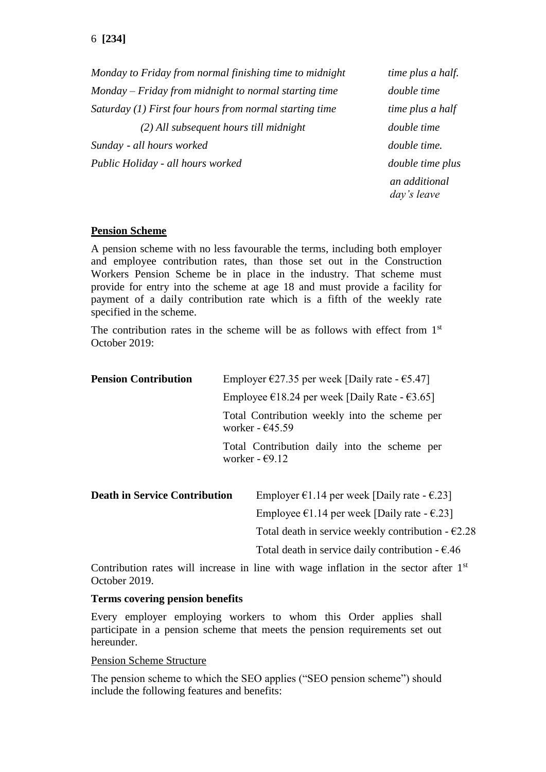| | |
|---|---|
| *Monday to Friday from normal finishing time to midnight* | *time plus a half.* |
| *Monday – Friday from midnight to normal starting time* | *double time* |
| *Saturday (1) First four hours from normal starting time* | *time plus a half* |
| *(2) All subsequent hours till midnight* | *double time* |
| *Sunday - all hours worked* | *double time.* |
| *Public Holiday - all hours worked* | *double time plus an additional day's leave* |

**Pension Scheme**

A pension scheme with no less favourable the terms, including both employer and employee contribution rates, than those set out in the Construction Workers Pension Scheme be in place in the industry. That scheme must provide for entry into the scheme at age 18 and must provide a facility for payment of a daily contribution rate which is a fifth of the weekly rate specified in the scheme.

The contribution rates in the scheme will be as follows with effect from 1st October 2019:

| | |
|---|---|
| **Pension Contribution** | Employer €27.35 per week [Daily rate - €5.47] |
| | Employee €18.24 per week [Daily Rate - €3.65] |
| | Total Contribution weekly into the scheme per worker - €45.59 |
| | Total Contribution daily into the scheme per worker - €9.12 |
| **Death in Service Contribution** | Employer €1.14 per week [Daily rate - €.23] |
| | Employee €1.14 per week [Daily rate - €.23] |
| | Total death in service weekly contribution - €2.28 |
| | Total death in service daily contribution - €.46 |

Contribution rates will increase in line with wage inflation in the sector after 1st October 2019.

**Terms covering pension benefits**

Every employer employing workers to whom this Order applies shall participate in a pension scheme that meets the pension requirements set out hereunder.

Pension Scheme Structure

The pension scheme to which the SEO applies ("SEO pension scheme") should include the following features and benefits: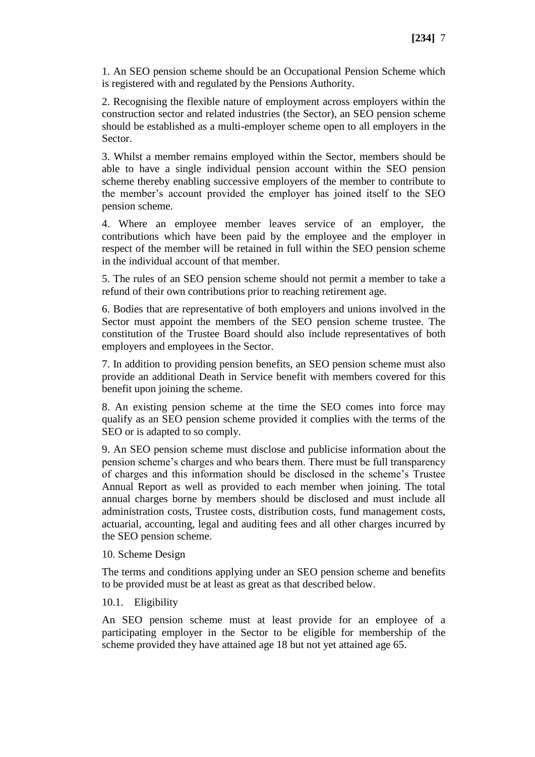1. An SEO pension scheme should be an Occupational Pension Scheme which is registered with and regulated by the Pensions Authority.

2. Recognising the flexible nature of employment across employers within the construction sector and related industries (the Sector), an SEO pension scheme should be established as a multi-employer scheme open to all employers in the Sector.

3. Whilst a member remains employed within the Sector, members should be able to have a single individual pension account within the SEO pension scheme thereby enabling successive employers of the member to contribute to the member's account provided the employer has joined itself to the SEO pension scheme.

4. Where an employee member leaves service of an employer, the contributions which have been paid by the employee and the employer in respect of the member will be retained in full within the SEO pension scheme in the individual account of that member.

5. The rules of an SEO pension scheme should not permit a member to take a refund of their own contributions prior to reaching retirement age.

6. Bodies that are representative of both employers and unions involved in the Sector must appoint the members of the SEO pension scheme trustee. The constitution of the Trustee Board should also include representatives of both employers and employees in the Sector.

7. In addition to providing pension benefits, an SEO pension scheme must also provide an additional Death in Service benefit with members covered for this benefit upon joining the scheme.

8. An existing pension scheme at the time the SEO comes into force may qualify as an SEO pension scheme provided it complies with the terms of the SEO or is adapted to so comply.

9. An SEO pension scheme must disclose and publicise information about the pension scheme's charges and who bears them. There must be full transparency of charges and this information should be disclosed in the scheme's Trustee Annual Report as well as provided to each member when joining. The total annual charges borne by members should be disclosed and must include all administration costs, Trustee costs, distribution costs, fund management costs, actuarial, accounting, legal and auditing fees and all other charges incurred by the SEO pension scheme.

10. Scheme Design

The terms and conditions applying under an SEO pension scheme and benefits to be provided must be at least as great as that described below.

10.1. Eligibility

An SEO pension scheme must at least provide for an employee of a participating employer in the Sector to be eligible for membership of the scheme provided they have attained age 18 but not yet attained age 65.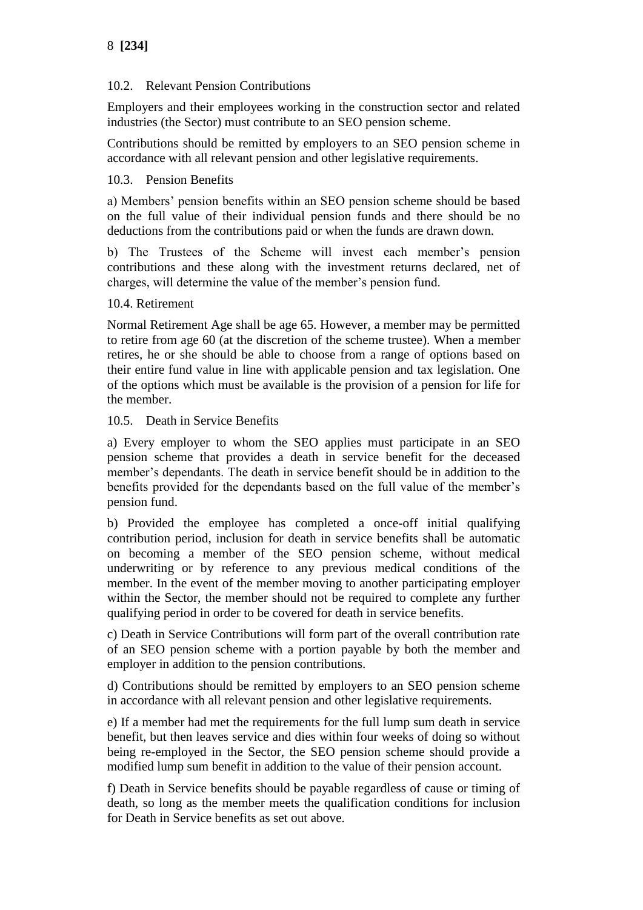### 10.2. Relevant Pension Contributions

Employers and their employees working in the construction sector and related industries (the Sector) must contribute to an SEO pension scheme.

Contributions should be remitted by employers to an SEO pension scheme in accordance with all relevant pension and other legislative requirements.

### 10.3. Pension Benefits

a) Members' pension benefits within an SEO pension scheme should be based on the full value of their individual pension funds and there should be no deductions from the contributions paid or when the funds are drawn down.

b) The Trustees of the Scheme will invest each member's pension contributions and these along with the investment returns declared, net of charges, will determine the value of the member's pension fund.

### 10.4. Retirement

Normal Retirement Age shall be age 65. However, a member may be permitted to retire from age 60 (at the discretion of the scheme trustee). When a member retires, he or she should be able to choose from a range of options based on their entire fund value in line with applicable pension and tax legislation. One of the options which must be available is the provision of a pension for life for the member.

### 10.5. Death in Service Benefits

a) Every employer to whom the SEO applies must participate in an SEO pension scheme that provides a death in service benefit for the deceased member's dependants. The death in service benefit should be in addition to the benefits provided for the dependants based on the full value of the member's pension fund.

b) Provided the employee has completed a once-off initial qualifying contribution period, inclusion for death in service benefits shall be automatic on becoming a member of the SEO pension scheme, without medical underwriting or by reference to any previous medical conditions of the member. In the event of the member moving to another participating employer within the Sector, the member should not be required to complete any further qualifying period in order to be covered for death in service benefits.

c) Death in Service Contributions will form part of the overall contribution rate of an SEO pension scheme with a portion payable by both the member and employer in addition to the pension contributions.

d) Contributions should be remitted by employers to an SEO pension scheme in accordance with all relevant pension and other legislative requirements.

e) If a member had met the requirements for the full lump sum death in service benefit, but then leaves service and dies within four weeks of doing so without being re-employed in the Sector, the SEO pension scheme should provide a modified lump sum benefit in addition to the value of their pension account.

f) Death in Service benefits should be payable regardless of cause or timing of death, so long as the member meets the qualification conditions for inclusion for Death in Service benefits as set out above.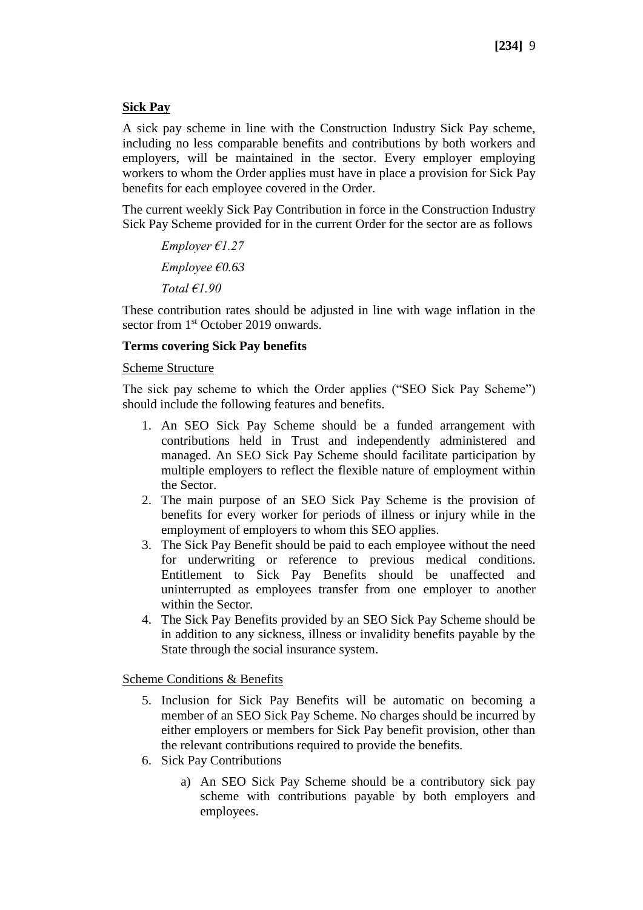**Sick Pay**

A sick pay scheme in line with the Construction Industry Sick Pay scheme, including no less comparable benefits and contributions by both workers and employers, will be maintained in the sector. Every employer employing workers to whom the Order applies must have in place a provision for Sick Pay benefits for each employee covered in the Order.

The current weekly Sick Pay Contribution in force in the Construction Industry Sick Pay Scheme provided for in the current Order for the sector are as follows

*Employer €1.27*

*Employee €0.63*

*Total €1.90*

These contribution rates should be adjusted in line with wage inflation in the sector from 1st October 2019 onwards.

**Terms covering Sick Pay benefits**

Scheme Structure

The sick pay scheme to which the Order applies ("SEO Sick Pay Scheme") should include the following features and benefits.

1. An SEO Sick Pay Scheme should be a funded arrangement with contributions held in Trust and independently administered and managed. An SEO Sick Pay Scheme should facilitate participation by multiple employers to reflect the flexible nature of employment within the Sector.
2. The main purpose of an SEO Sick Pay Scheme is the provision of benefits for every worker for periods of illness or injury while in the employment of employers to whom this SEO applies.
3. The Sick Pay Benefit should be paid to each employee without the need for underwriting or reference to previous medical conditions. Entitlement to Sick Pay Benefits should be unaffected and uninterrupted as employees transfer from one employer to another within the Sector.
4. The Sick Pay Benefits provided by an SEO Sick Pay Scheme should be in addition to any sickness, illness or invalidity benefits payable by the State through the social insurance system.

Scheme Conditions & Benefits

5. Inclusion for Sick Pay Benefits will be automatic on becoming a member of an SEO Sick Pay Scheme. No charges should be incurred by either employers or members for Sick Pay benefit provision, other than the relevant contributions required to provide the benefits.
6. Sick Pay Contributions
    a) An SEO Sick Pay Scheme should be a contributory sick pay scheme with contributions payable by both employers and employees.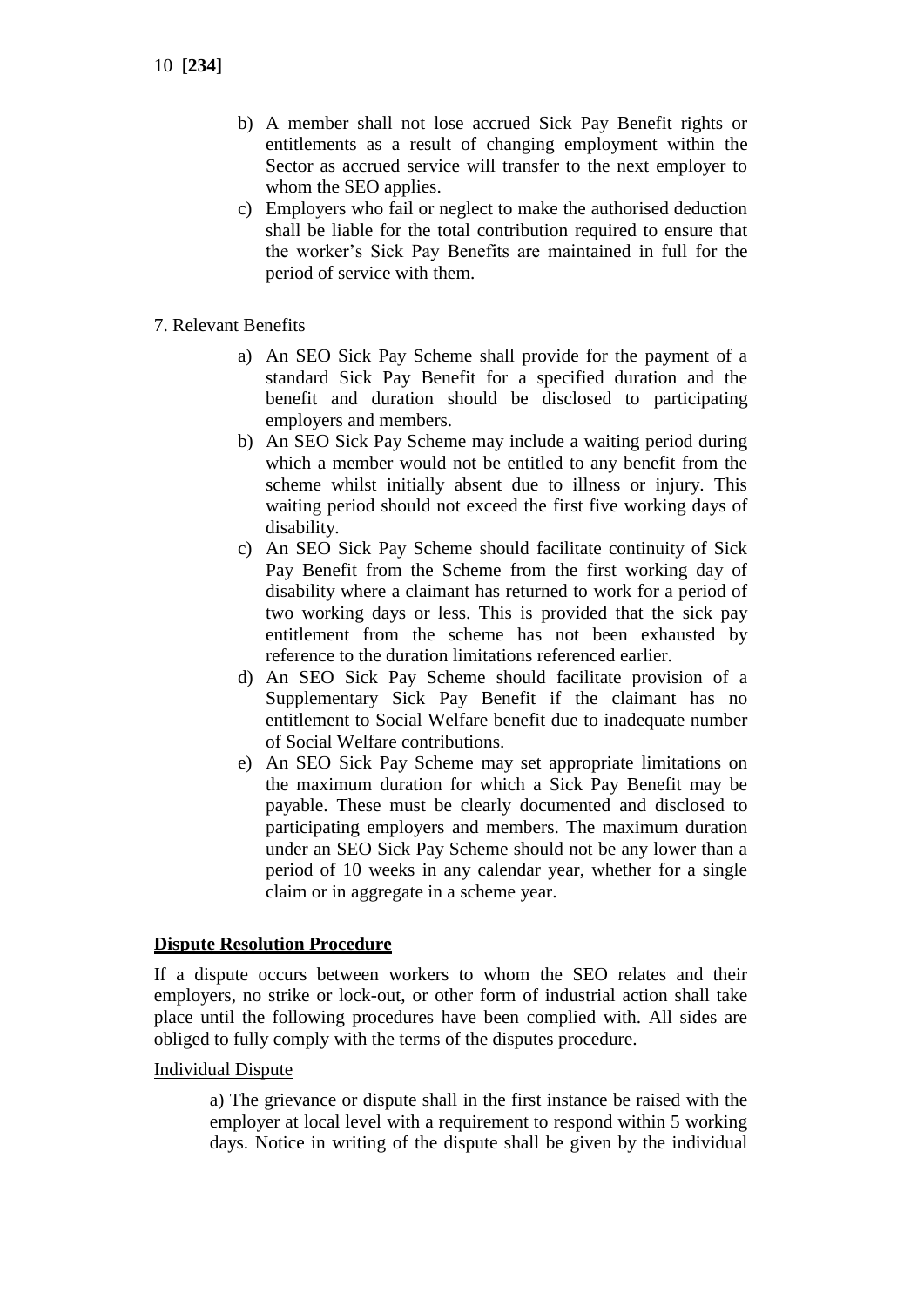b) A member shall not lose accrued Sick Pay Benefit rights or entitlements as a result of changing employment within the Sector as accrued service will transfer to the next employer to whom the SEO applies.

c) Employers who fail or neglect to make the authorised deduction shall be liable for the total contribution required to ensure that the worker's Sick Pay Benefits are maintained in full for the period of service with them.

7. Relevant Benefits

a) An SEO Sick Pay Scheme shall provide for the payment of a standard Sick Pay Benefit for a specified duration and the benefit and duration should be disclosed to participating employers and members.

b) An SEO Sick Pay Scheme may include a waiting period during which a member would not be entitled to any benefit from the scheme whilst initially absent due to illness or injury. This waiting period should not exceed the first five working days of disability.

c) An SEO Sick Pay Scheme should facilitate continuity of Sick Pay Benefit from the Scheme from the first working day of disability where a claimant has returned to work for a period of two working days or less. This is provided that the sick pay entitlement from the scheme has not been exhausted by reference to the duration limitations referenced earlier.

d) An SEO Sick Pay Scheme should facilitate provision of a Supplementary Sick Pay Benefit if the claimant has no entitlement to Social Welfare benefit due to inadequate number of Social Welfare contributions.

e) An SEO Sick Pay Scheme may set appropriate limitations on the maximum duration for which a Sick Pay Benefit may be payable. These must be clearly documented and disclosed to participating employers and members. The maximum duration under an SEO Sick Pay Scheme should not be any lower than a period of 10 weeks in any calendar year, whether for a single claim or in aggregate in a scheme year.

## Dispute Resolution Procedure

If a dispute occurs between workers to whom the SEO relates and their employers, no strike or lock-out, or other form of industrial action shall take place until the following procedures have been complied with. All sides are obliged to fully comply with the terms of the disputes procedure.

### Individual Dispute

a) The grievance or dispute shall in the first instance be raised with the employer at local level with a requirement to respond within 5 working days. Notice in writing of the dispute shall be given by the individual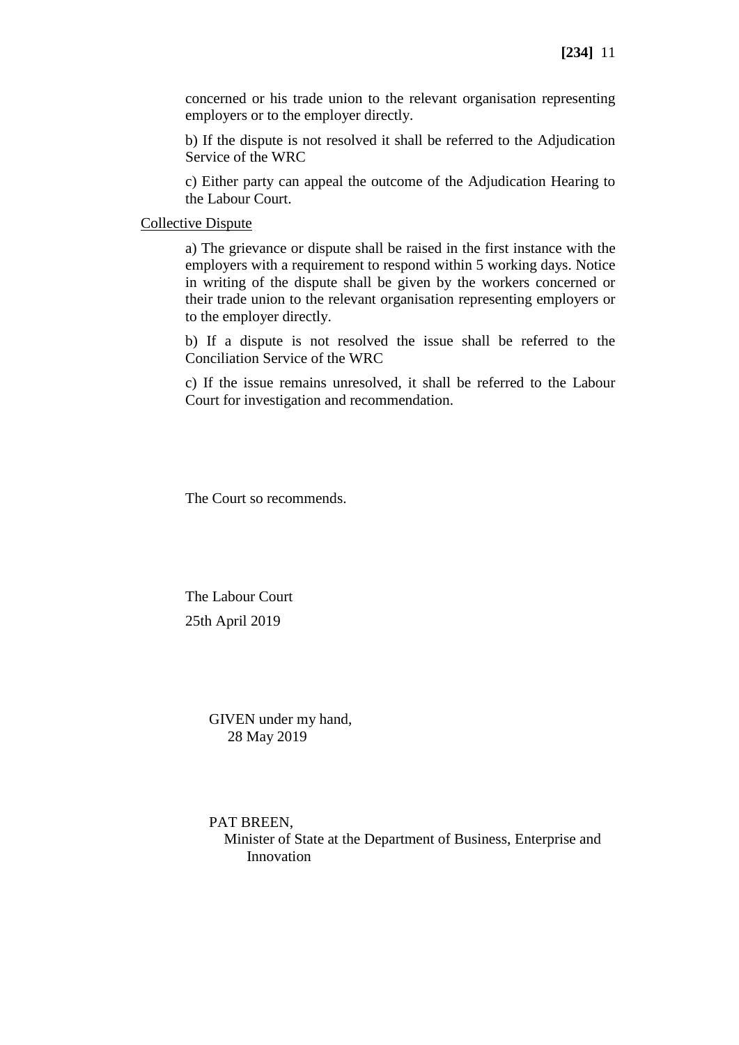concerned or his trade union to the relevant organisation representing employers or to the employer directly.

b) If the dispute is not resolved it shall be referred to the Adjudication Service of the WRC

c) Either party can appeal the outcome of the Adjudication Hearing to the Labour Court.

Collective Dispute

a) The grievance or dispute shall be raised in the first instance with the employers with a requirement to respond within 5 working days. Notice in writing of the dispute shall be given by the workers concerned or their trade union to the relevant organisation representing employers or to the employer directly.

b) If a dispute is not resolved the issue shall be referred to the Conciliation Service of the WRC

c) If the issue remains unresolved, it shall be referred to the Labour Court for investigation and recommendation.

The Court so recommends.

The Labour Court

25th April 2019

GIVEN under my hand,
28 May 2019

PAT BREEN,
Minister of State at the Department of Business, Enterprise and Innovation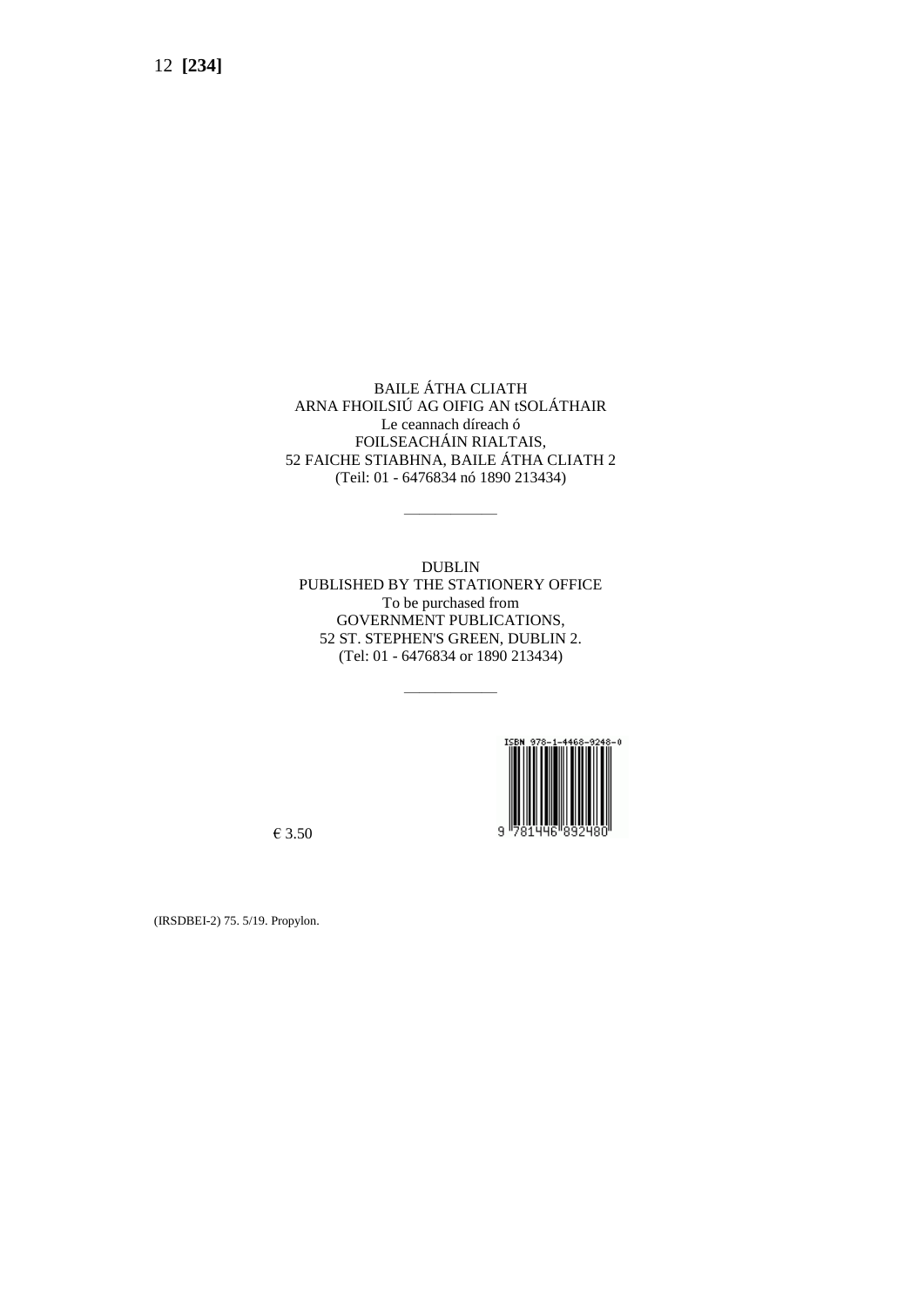BAILE ÁTHA CLIATH
ARNA FHOILSIÚ AG OIFIG AN tSOLÁTHAIR
Le ceannach díreach ó
FOILSEACHÁIN RIALTAIS,
52 FAICHE STIABHNA, BAILE ÁTHA CLIATH 2
(Teil: 01 - 6476834 nó 1890 213434)

---

DUBLIN
PUBLISHED BY THE STATIONERY OFFICE
To be purchased from
GOVERNMENT PUBLICATIONS,
52 ST. STEPHEN'S GREEN, DUBLIN 2.
(Tel: 01 - 6476834 or 1890 213434)

---

ISBN 978-1-4468-9248-0

€ 3.50

(IRSDBEI-2) 75. 5/19. Propylon.